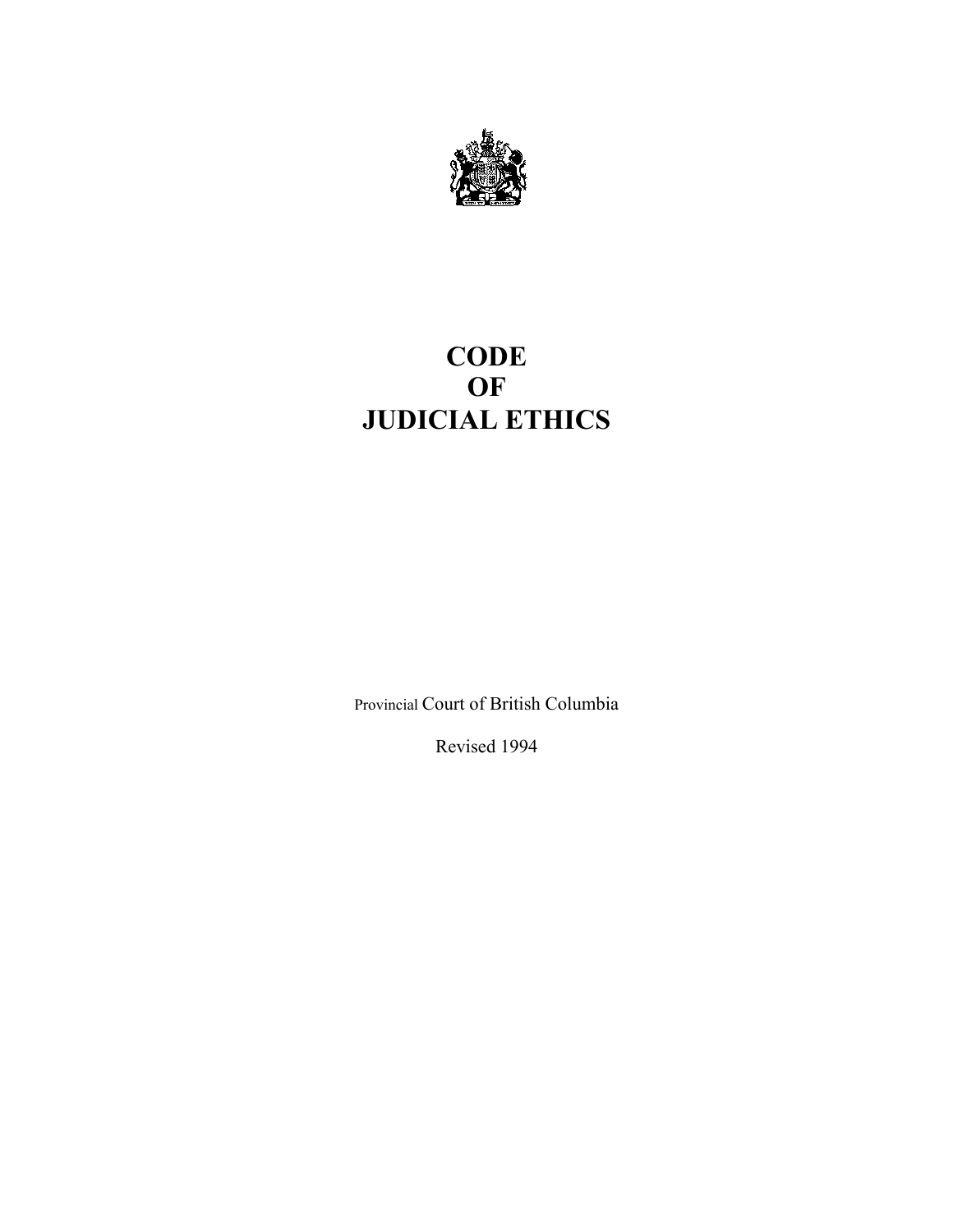# CODE OF JUDICIAL ETHICS

Provincial Court of British Columbia

Revised 1994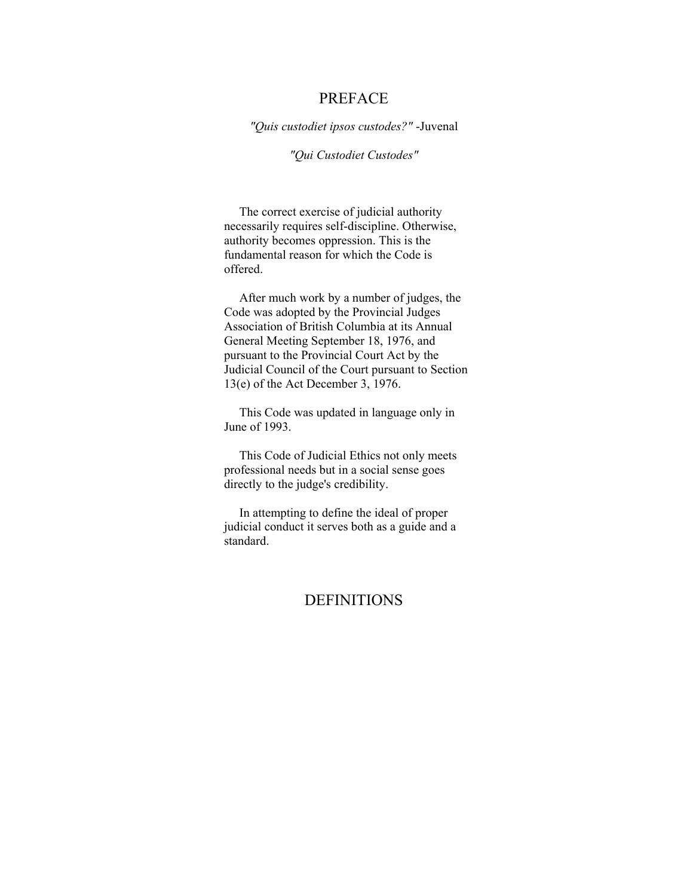# PREFACE

*"Quis custodiet ipsos custodes?"* -Juvenal

*"Qui Custodiet Custodes"*

The correct exercise of judicial authority necessarily requires self-discipline. Otherwise, authority becomes oppression. This is the fundamental reason for which the Code is offered.

After much work by a number of judges, the Code was adopted by the Provincial Judges Association of British Columbia at its Annual General Meeting September 18, 1976, and pursuant to the Provincial Court Act by the Judicial Council of the Court pursuant to Section 13(e) of the Act December 3, 1976.

This Code was updated in language only in June of 1993.

This Code of Judicial Ethics not only meets professional needs but in a social sense goes directly to the judge's credibility.

In attempting to define the ideal of proper judicial conduct it serves both as a guide and a standard.

# DEFINITIONS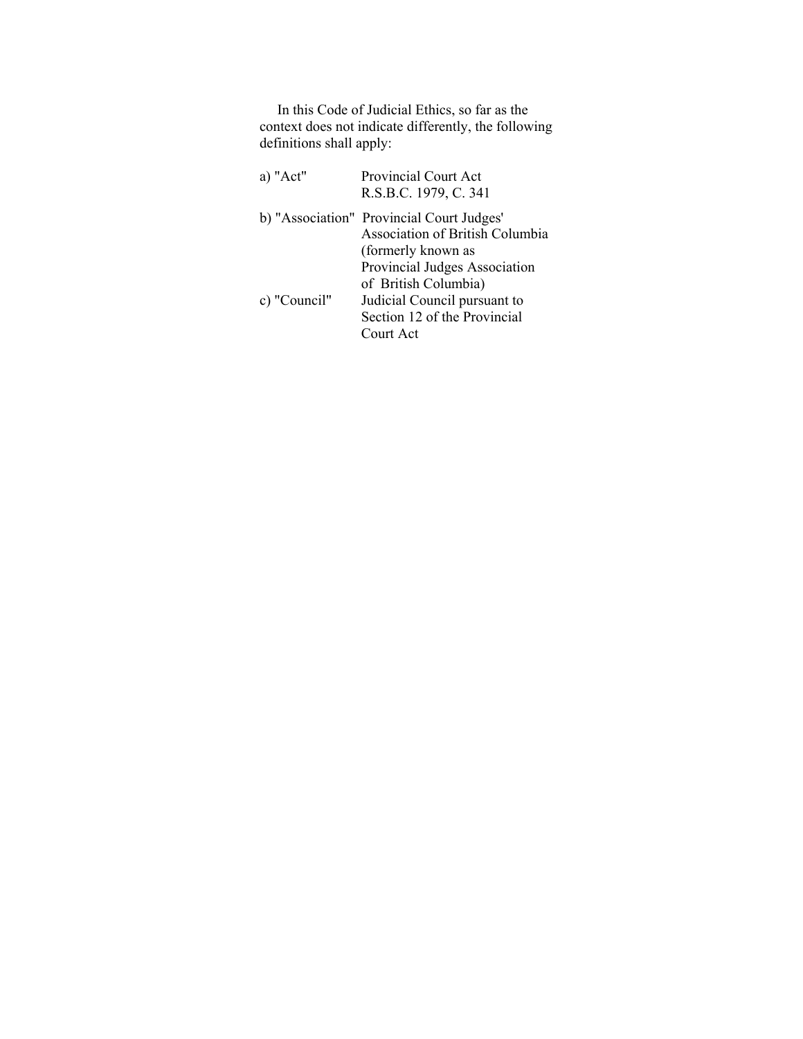In this Code of Judicial Ethics, so far as the context does not indicate differently, the following definitions shall apply:

a) "Act" — Provincial Court Act R.S.B.C. 1979, C. 341

b) "Association" — Provincial Court Judges' Association of British Columbia (formerly known as Provincial Judges Association of British Columbia)

c) "Council" — Judicial Council pursuant to Section 12 of the Provincial Court Act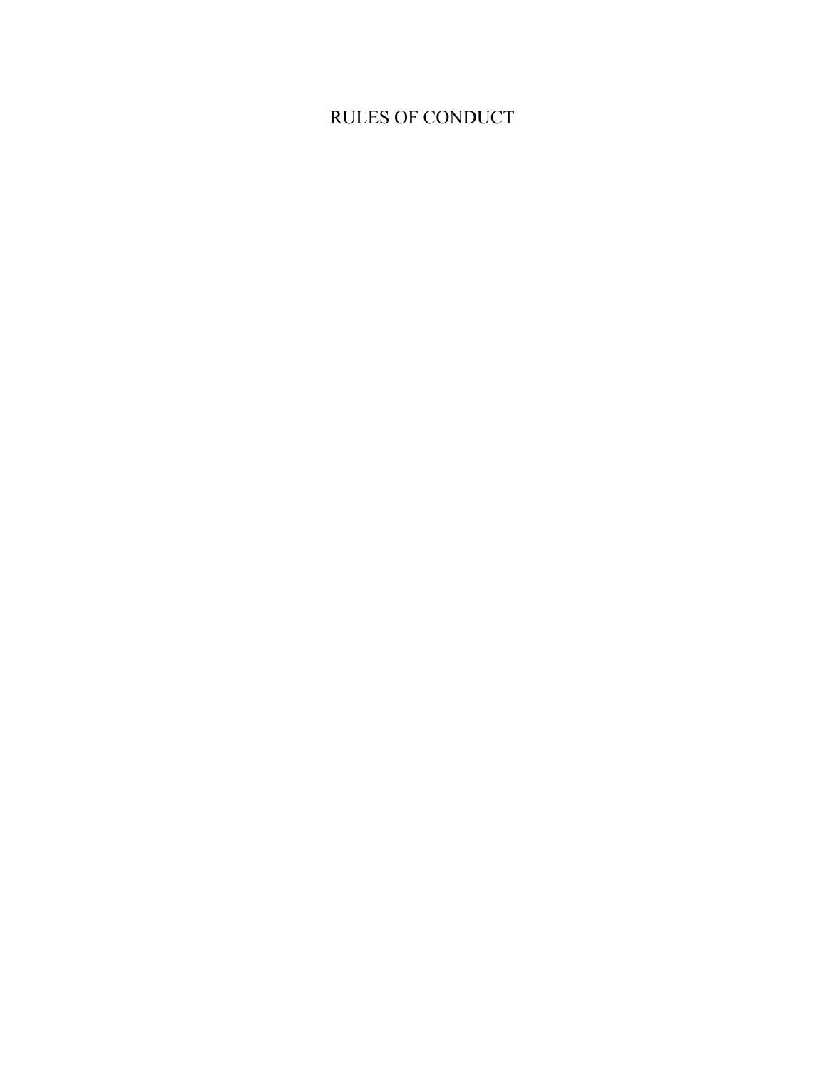# RULES OF CONDUCT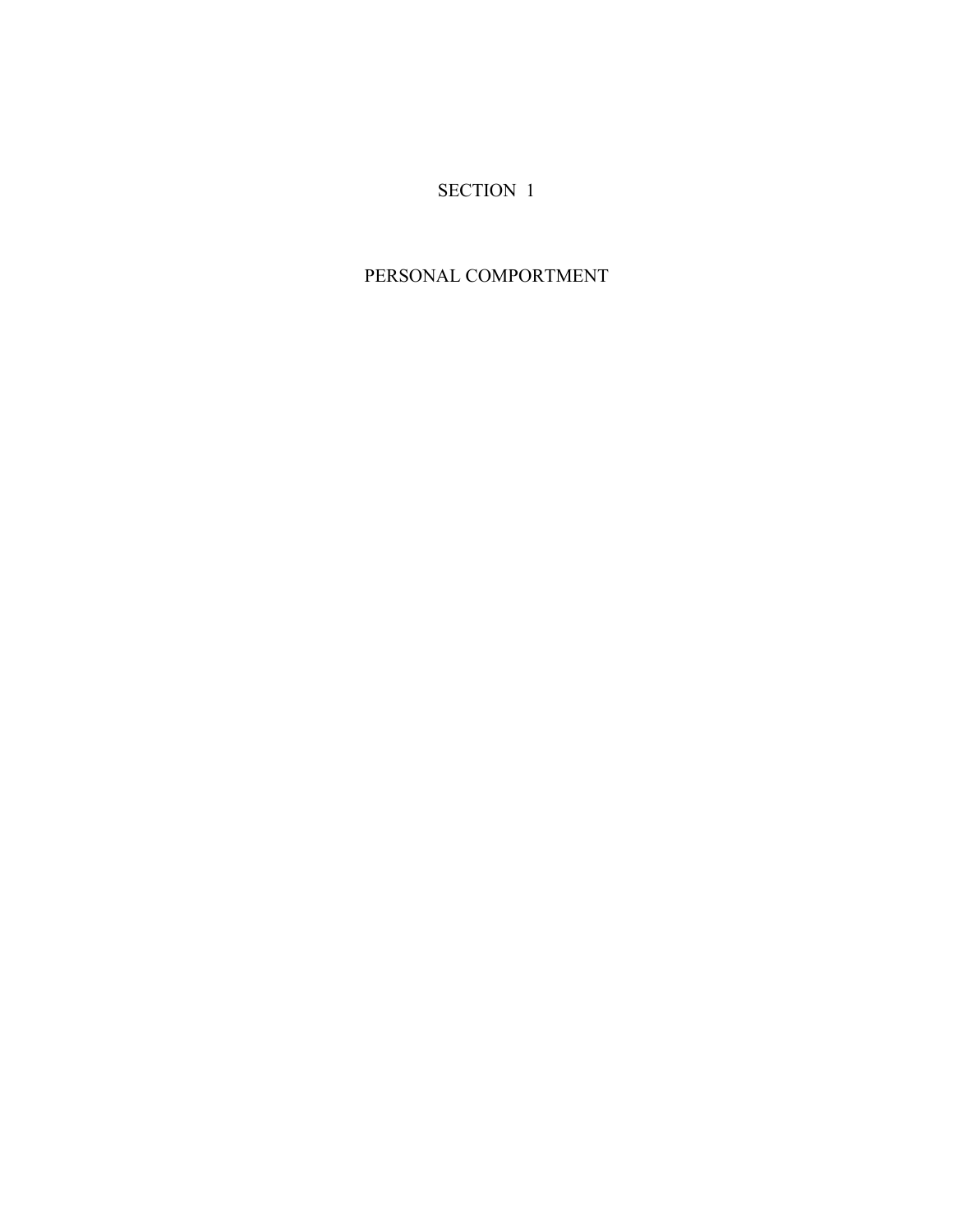# SECTION 1

# PERSONAL COMPORTMENT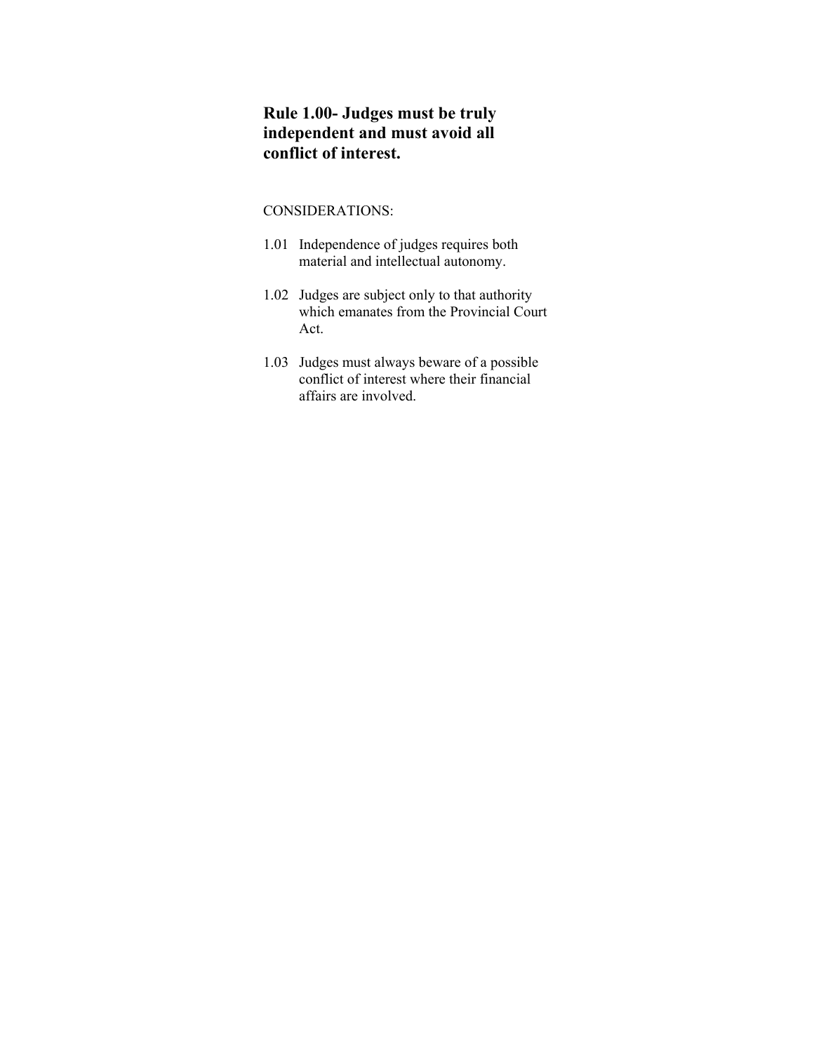## Rule 1.00- Judges must be truly independent and must avoid all conflict of interest.

CONSIDERATIONS:

1.01 Independence of judges requires both material and intellectual autonomy.

1.02 Judges are subject only to that authority which emanates from the Provincial Court Act.

1.03 Judges must always beware of a possible conflict of interest where their financial affairs are involved.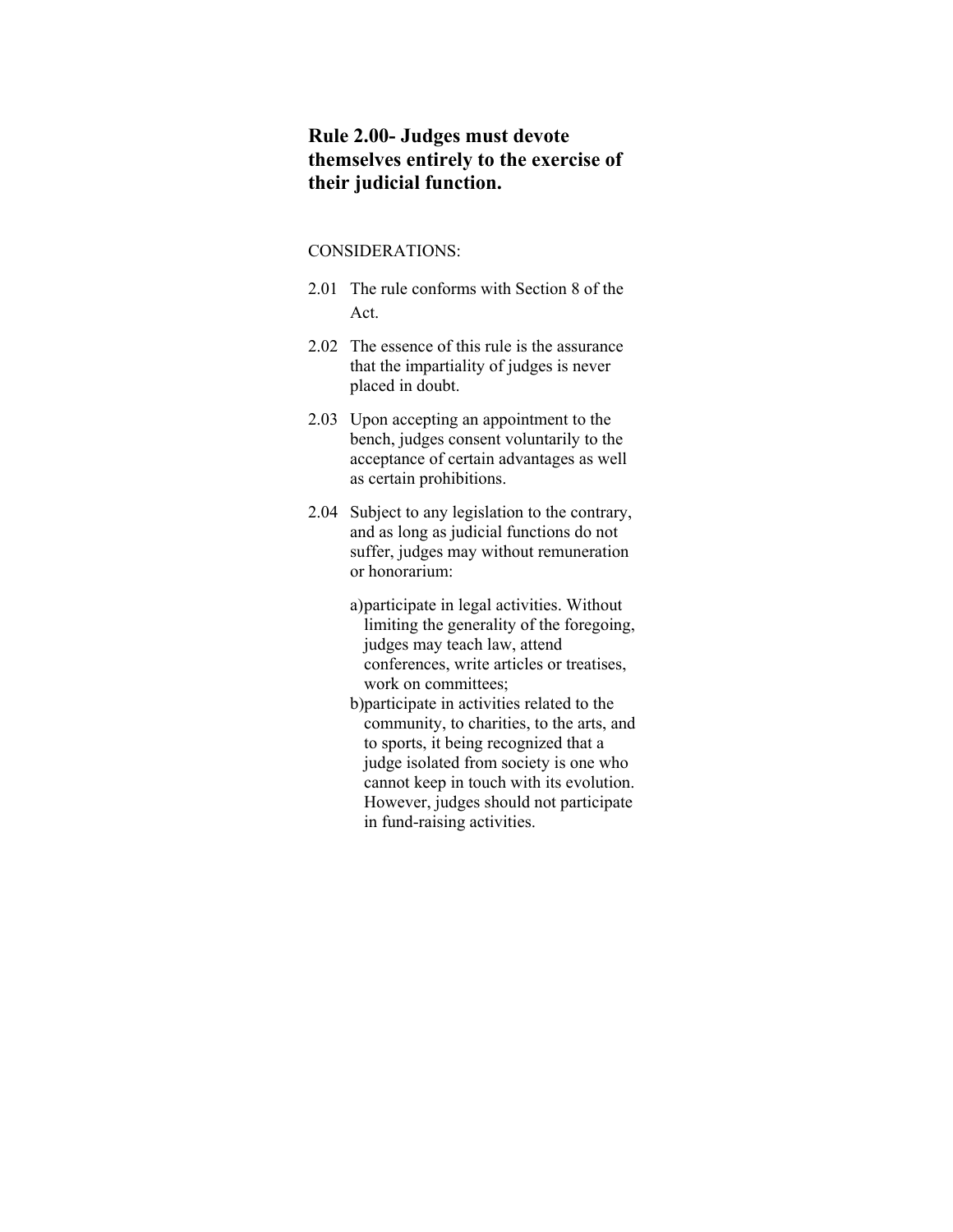## Rule 2.00- Judges must devote themselves entirely to the exercise of their judicial function.

CONSIDERATIONS:

2.01 The rule conforms with Section 8 of the Act.

2.02 The essence of this rule is the assurance that the impartiality of judges is never placed in doubt.

2.03 Upon accepting an appointment to the bench, judges consent voluntarily to the acceptance of certain advantages as well as certain prohibitions.

2.04 Subject to any legislation to the contrary, and as long as judicial functions do not suffer, judges may without remuneration or honorarium:

a) participate in legal activities. Without limiting the generality of the foregoing, judges may teach law, attend conferences, write articles or treatises, work on committees;

b) participate in activities related to the community, to charities, to the arts, and to sports, it being recognized that a judge isolated from society is one who cannot keep in touch with its evolution. However, judges should not participate in fund-raising activities.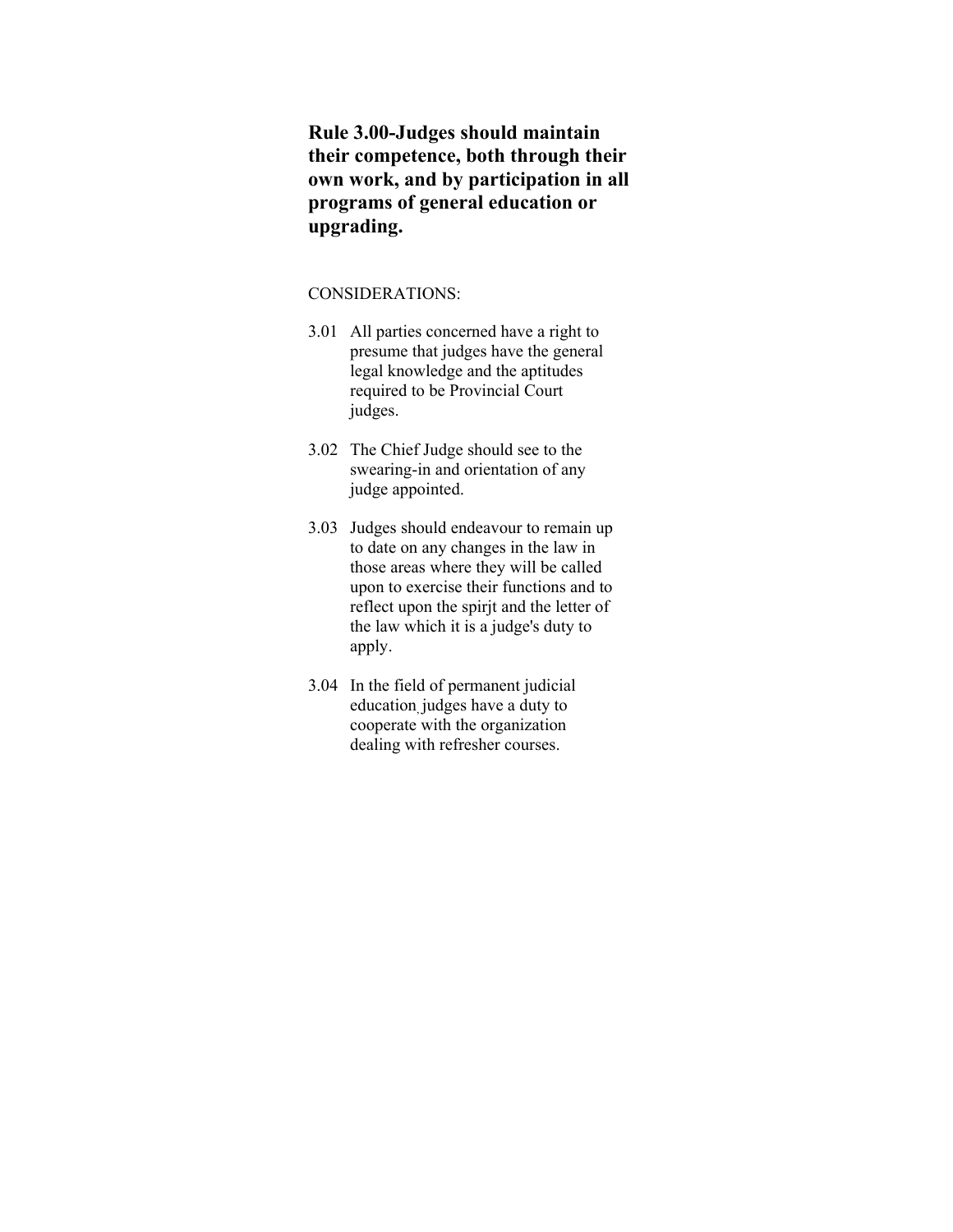**Rule 3.00-Judges should maintain their competence, both through their own work, and by participation in all programs of general education or upgrading.**

CONSIDERATIONS:

3.01 All parties concerned have a right to presume that judges have the general legal knowledge and the aptitudes required to be Provincial Court judges.

3.02 The Chief Judge should see to the swearing-in and orientation of any judge appointed.

3.03 Judges should endeavour to remain up to date on any changes in the law in those areas where they will be called upon to exercise their functions and to reflect upon the spirjt and the letter of the law which it is a judge's duty to apply.

3.04 In the field of permanent judicial education judges have a duty to cooperate with the organization dealing with refresher courses.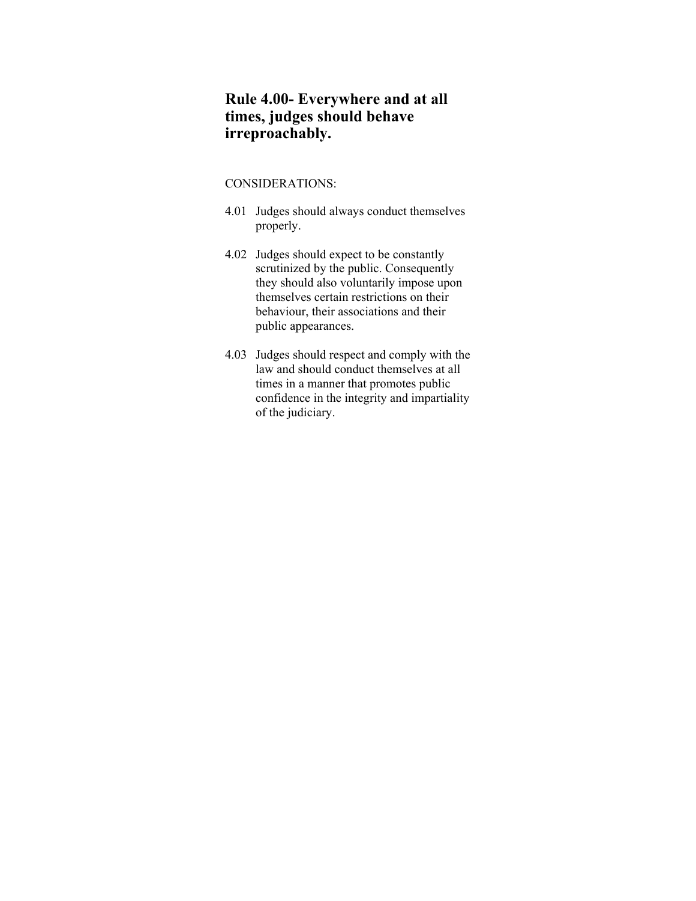## Rule 4.00- Everywhere and at all times, judges should behave irreproachably.

CONSIDERATIONS:

4.01 Judges should always conduct themselves properly.

4.02 Judges should expect to be constantly scrutinized by the public. Consequently they should also voluntarily impose upon themselves certain restrictions on their behaviour, their associations and their public appearances.

4.03 Judges should respect and comply with the law and should conduct themselves at all times in a manner that promotes public confidence in the integrity and impartiality of the judiciary.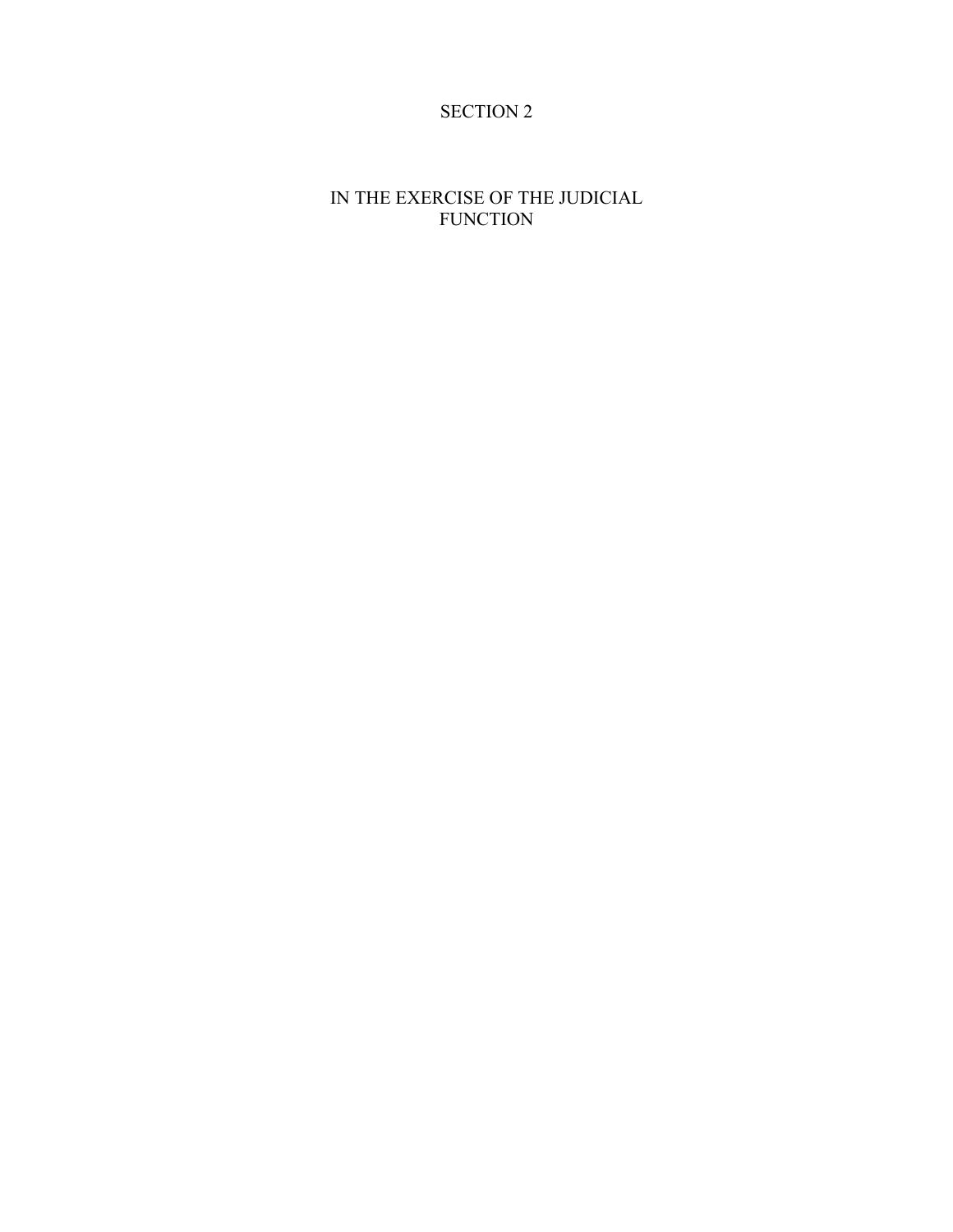# SECTION 2

## IN THE EXERCISE OF THE JUDICIAL FUNCTION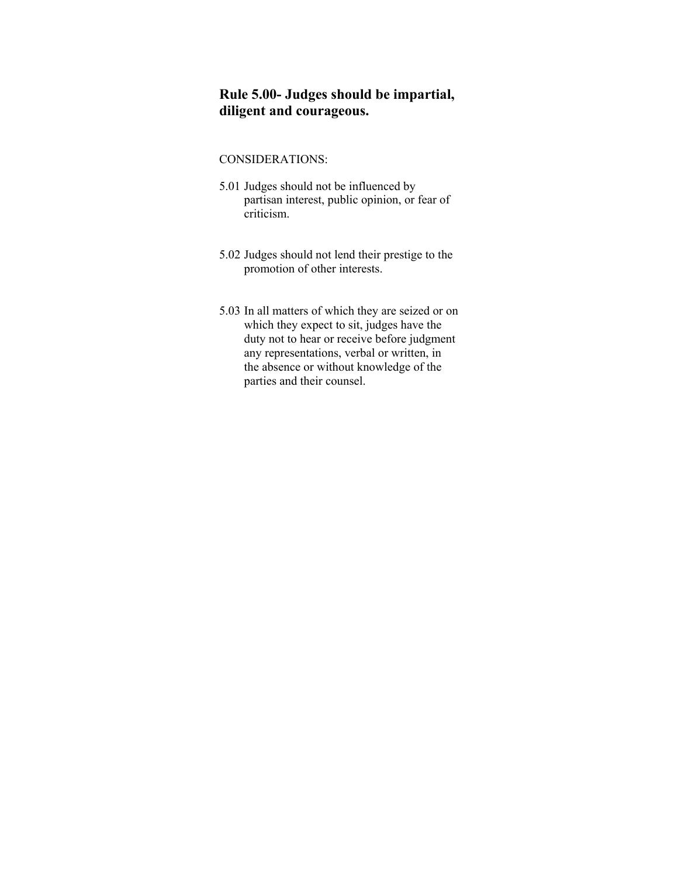## Rule 5.00- Judges should be impartial, diligent and courageous.

CONSIDERATIONS:

5.01 Judges should not be influenced by partisan interest, public opinion, or fear of criticism.

5.02 Judges should not lend their prestige to the promotion of other interests.

5.03 In all matters of which they are seized or on which they expect to sit, judges have the duty not to hear or receive before judgment any representations, verbal or written, in the absence or without knowledge of the parties and their counsel.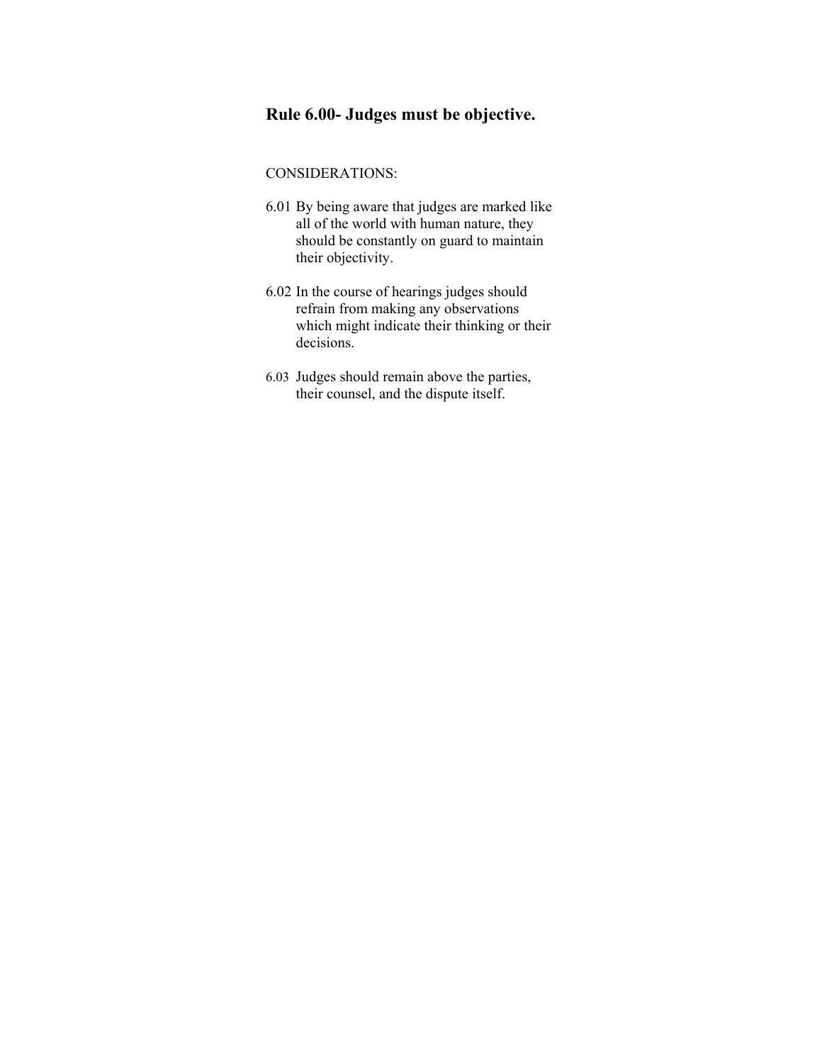## Rule 6.00- Judges must be objective.

CONSIDERATIONS:

6.01 By being aware that judges are marked like all of the world with human nature, they should be constantly on guard to maintain their objectivity.

6.02 In the course of hearings judges should refrain from making any observations which might indicate their thinking or their decisions.

6.03 Judges should remain above the parties, their counsel, and the dispute itself.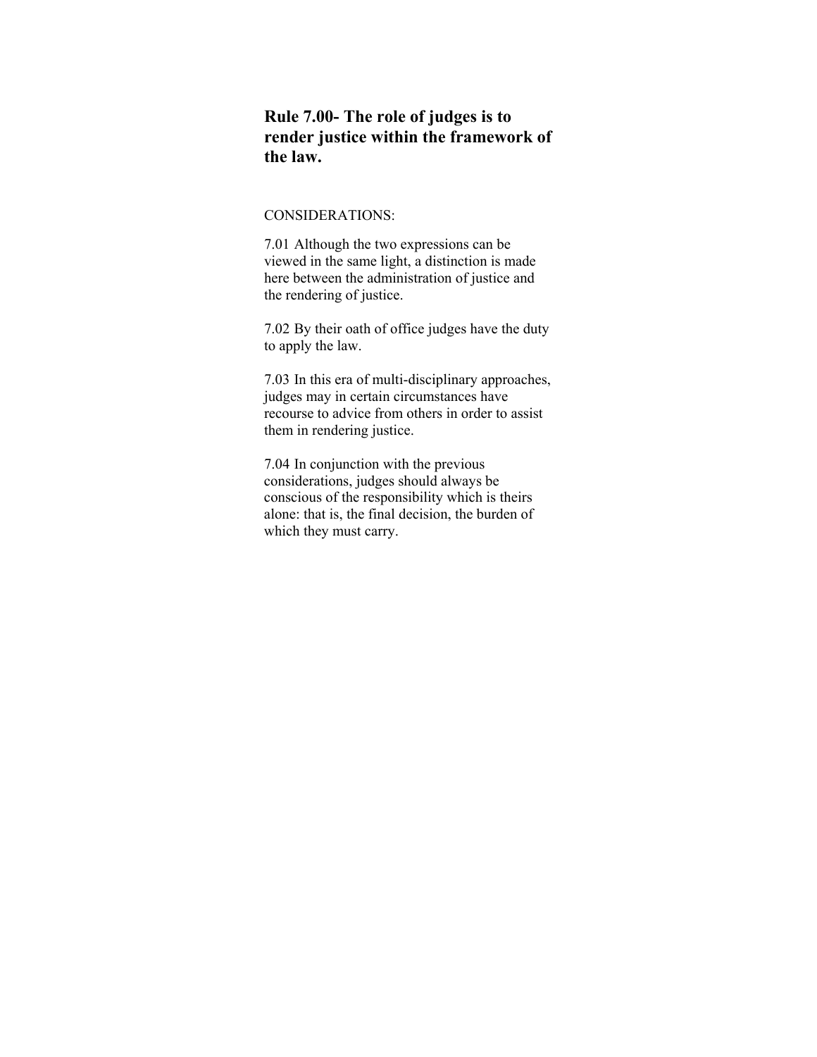## Rule 7.00- The role of judges is to render justice within the framework of the law.

CONSIDERATIONS:

7.01 Although the two expressions can be viewed in the same light, a distinction is made here between the administration of justice and the rendering of justice.

7.02 By their oath of office judges have the duty to apply the law.

7.03 In this era of multi-disciplinary approaches, judges may in certain circumstances have recourse to advice from others in order to assist them in rendering justice.

7.04 In conjunction with the previous considerations, judges should always be conscious of the responsibility which is theirs alone: that is, the final decision, the burden of which they must carry.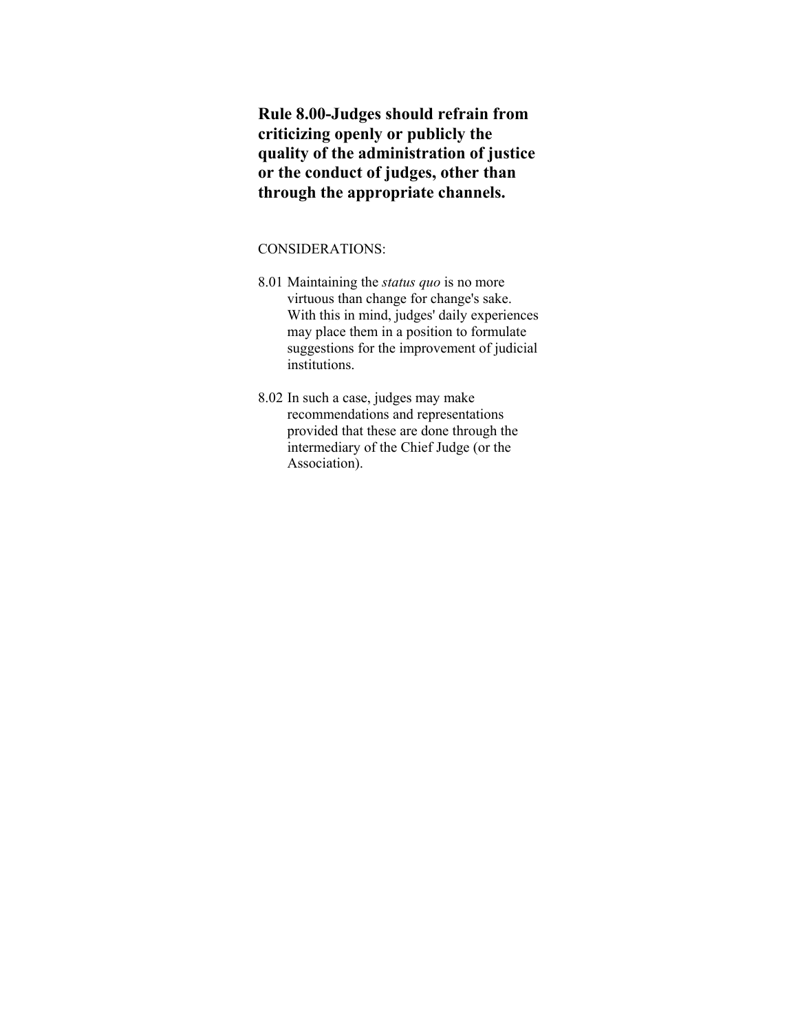**Rule 8.00-Judges should refrain from criticizing openly or publicly the quality of the administration of justice or the conduct of judges, other than through the appropriate channels.**

CONSIDERATIONS:

8.01 Maintaining the *status quo* is no more virtuous than change for change's sake. With this in mind, judges' daily experiences may place them in a position to formulate suggestions for the improvement of judicial institutions.

8.02 In such a case, judges may make recommendations and representations provided that these are done through the intermediary of the Chief Judge (or the Association).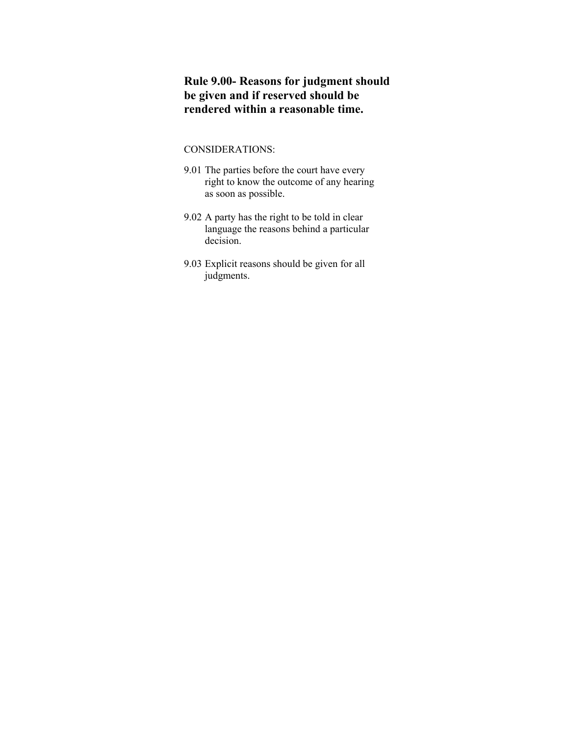## Rule 9.00- Reasons for judgment should be given and if reserved should be rendered within a reasonable time.

CONSIDERATIONS:

9.01 The parties before the court have every right to know the outcome of any hearing as soon as possible.

9.02 A party has the right to be told in clear language the reasons behind a particular decision.

9.03 Explicit reasons should be given for all judgments.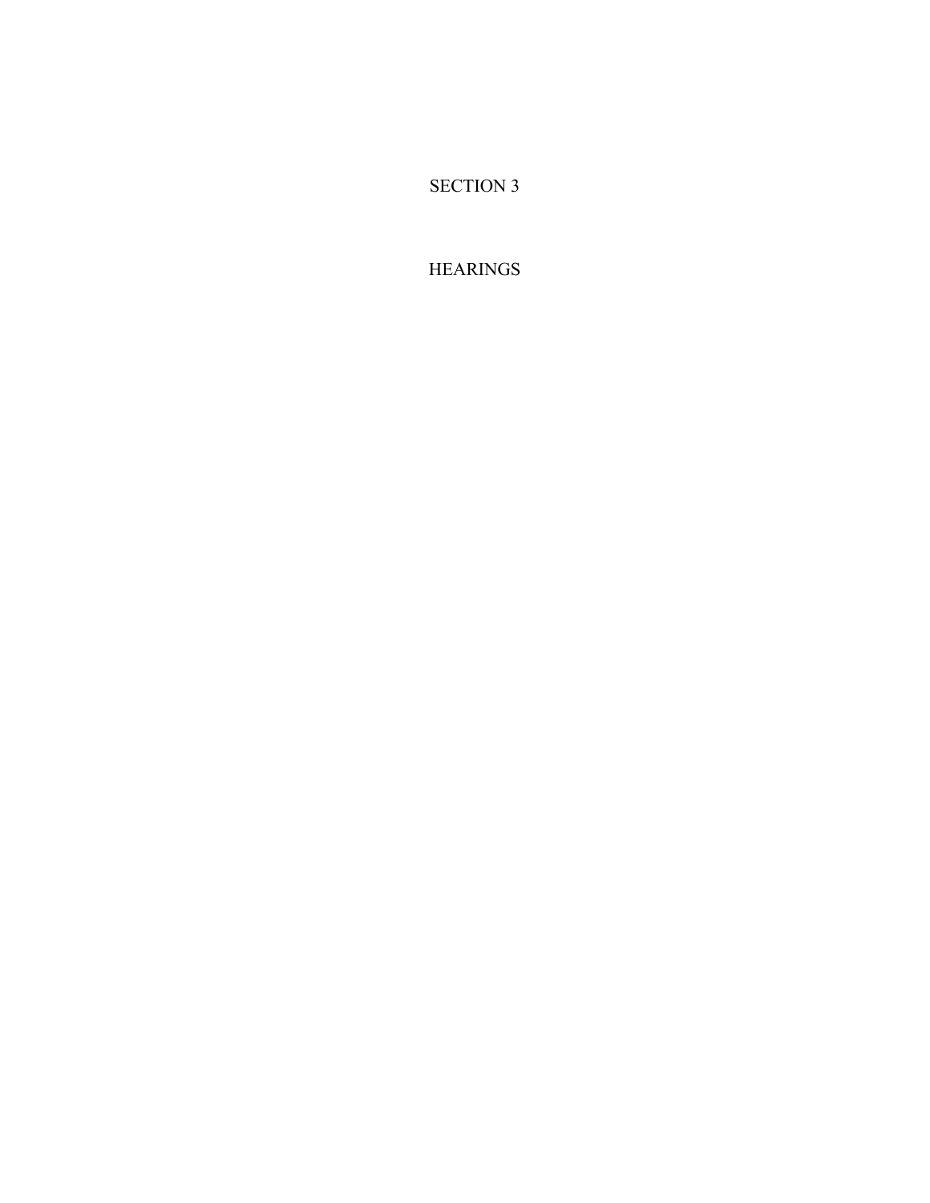# SECTION 3

# HEARINGS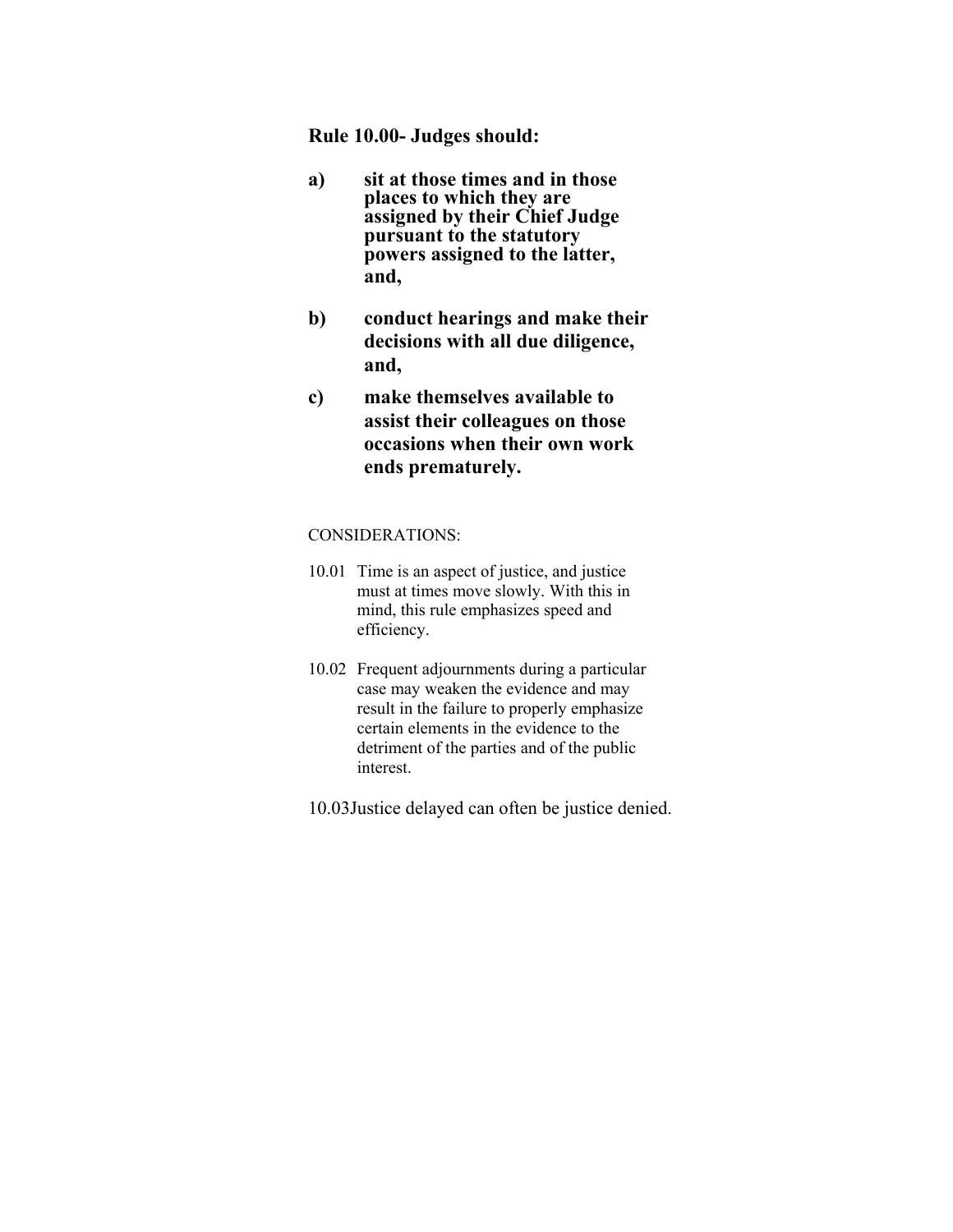**Rule 10.00- Judges should:**

**a) sit at those times and in those places to which they are assigned by their Chief Judge pursuant to the statutory powers assigned to the latter, and,**

**b) conduct hearings and make their decisions with all due diligence, and,**

**c) make themselves available to assist their colleagues on those occasions when their own work ends prematurely.**

CONSIDERATIONS:

10.01 Time is an aspect of justice, and justice must at times move slowly. With this in mind, this rule emphasizes speed and efficiency.

10.02 Frequent adjournments during a particular case may weaken the evidence and may result in the failure to properly emphasize certain elements in the evidence to the detriment of the parties and of the public interest.

10.03Justice delayed can often be justice denied.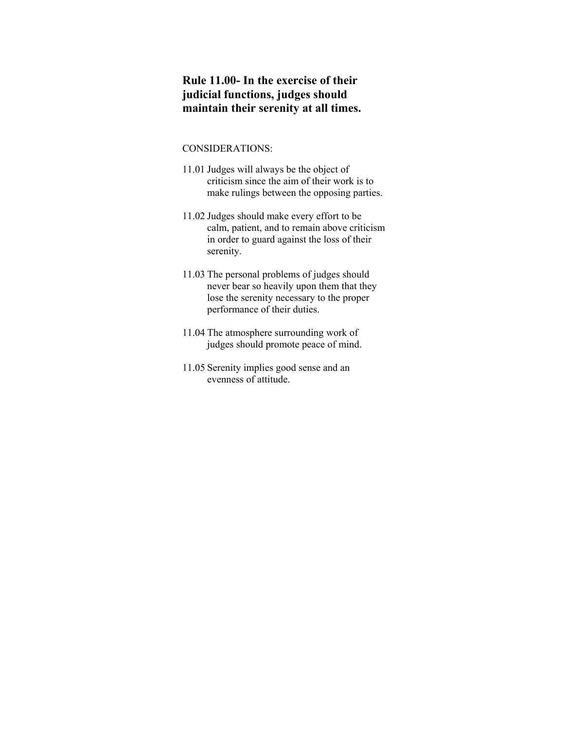## Rule 11.00- In the exercise of their judicial functions, judges should maintain their serenity at all times.

CONSIDERATIONS:

11.01 Judges will always be the object of criticism since the aim of their work is to make rulings between the opposing parties.

11.02 Judges should make every effort to be calm, patient, and to remain above criticism in order to guard against the loss of their serenity.

11.03 The personal problems of judges should never bear so heavily upon them that they lose the serenity necessary to the proper performance of their duties.

11.04 The atmosphere surrounding work of judges should promote peace of mind.

11.05 Serenity implies good sense and an evenness of attitude.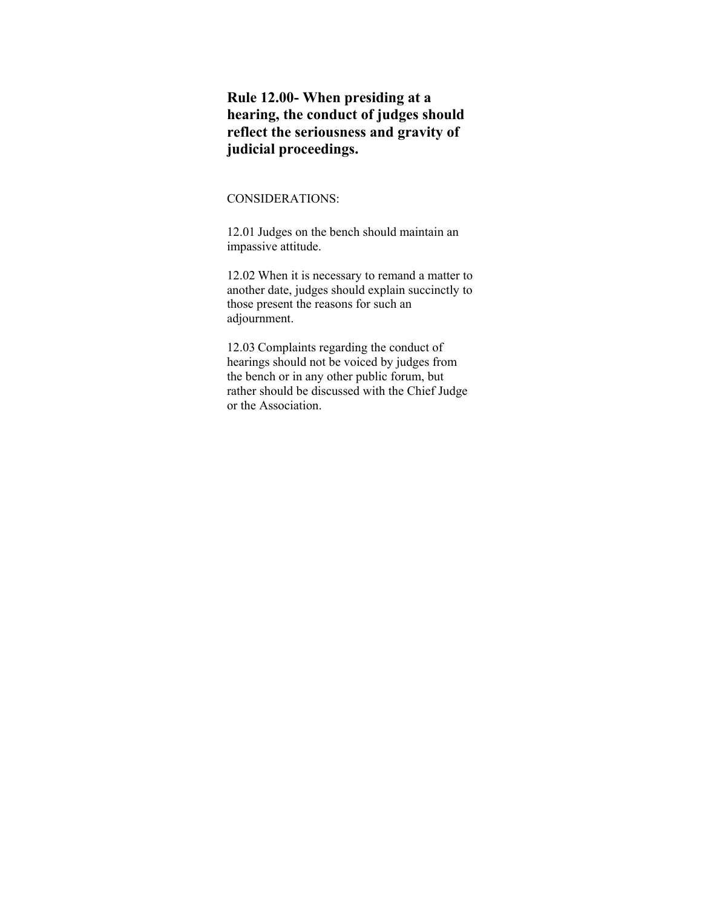## Rule 12.00- When presiding at a hearing, the conduct of judges should reflect the seriousness and gravity of judicial proceedings.

CONSIDERATIONS:

12.01 Judges on the bench should maintain an impassive attitude.

12.02 When it is necessary to remand a matter to another date, judges should explain succinctly to those present the reasons for such an adjournment.

12.03 Complaints regarding the conduct of hearings should not be voiced by judges from the bench or in any other public forum, but rather should be discussed with the Chief Judge or the Association.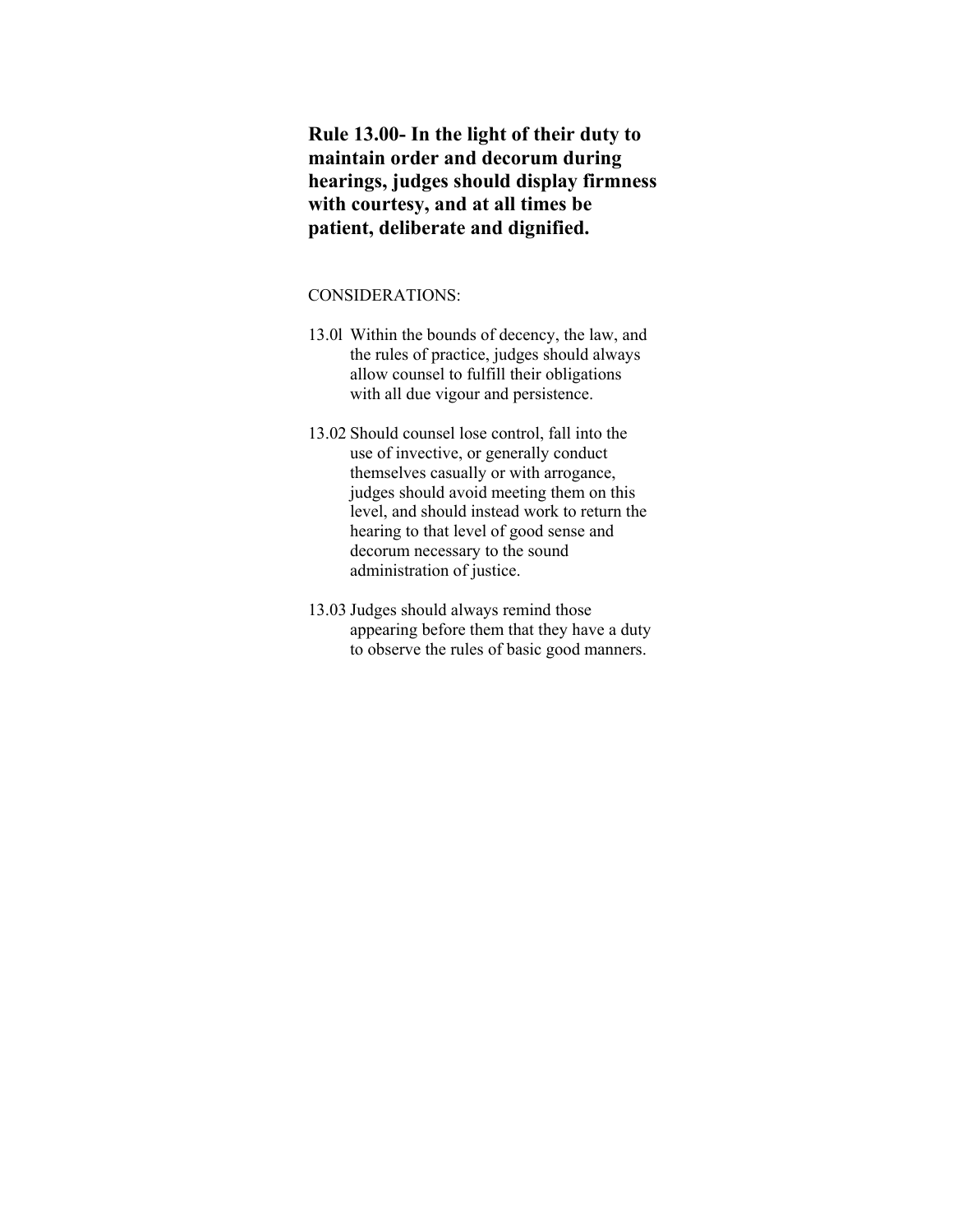**Rule 13.00- In the light of their duty to maintain order and decorum during hearings, judges should display firmness with courtesy, and at all times be patient, deliberate and dignified.**

CONSIDERATIONS:

13.0l Within the bounds of decency, the law, and the rules of practice, judges should always allow counsel to fulfill their obligations with all due vigour and persistence.

13.02 Should counsel lose control, fall into the use of invective, or generally conduct themselves casually or with arrogance, judges should avoid meeting them on this level, and should instead work to return the hearing to that level of good sense and decorum necessary to the sound administration of justice.

13.03 Judges should always remind those appearing before them that they have a duty to observe the rules of basic good manners.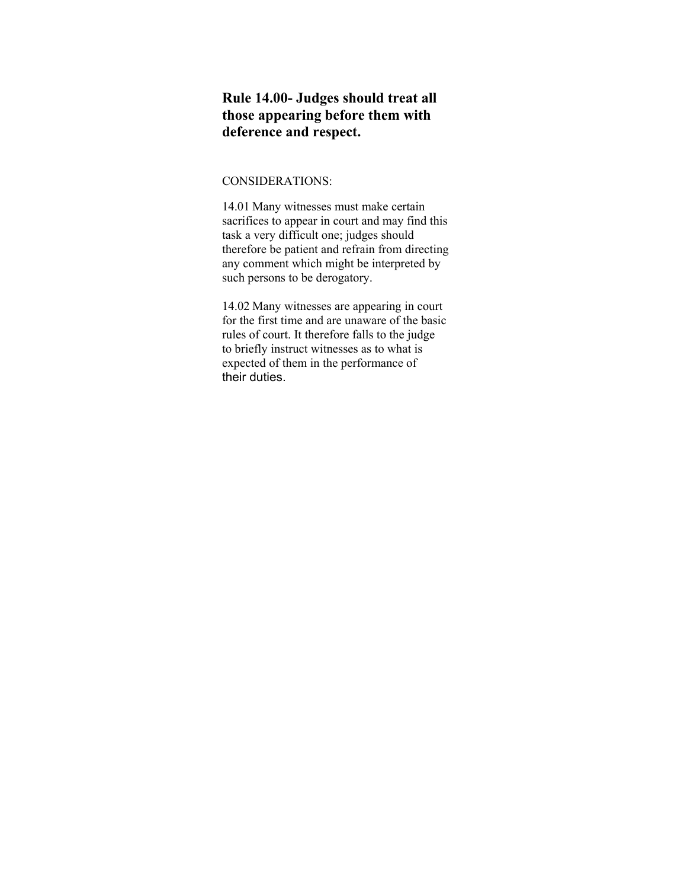## Rule 14.00- Judges should treat all those appearing before them with deference and respect.

CONSIDERATIONS:

14.01 Many witnesses must make certain sacrifices to appear in court and may find this task a very difficult one; judges should therefore be patient and refrain from directing any comment which might be interpreted by such persons to be derogatory.

14.02 Many witnesses are appearing in court for the first time and are unaware of the basic rules of court. It therefore falls to the judge to briefly instruct witnesses as to what is expected of them in the performance of their duties.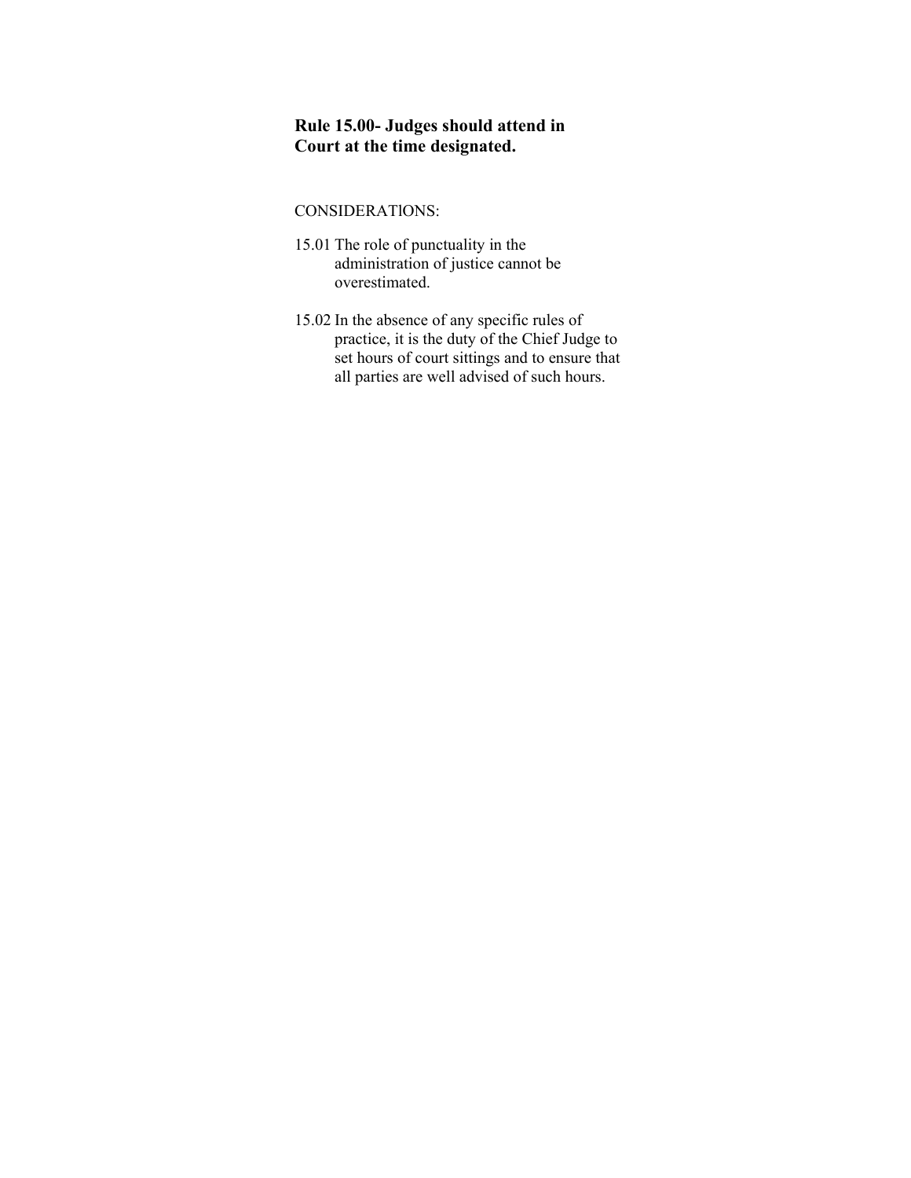## Rule 15.00- Judges should attend in Court at the time designated.

CONSIDERATIONS:

15.01 The role of punctuality in the administration of justice cannot be overestimated.

15.02 In the absence of any specific rules of practice, it is the duty of the Chief Judge to set hours of court sittings and to ensure that all parties are well advised of such hours.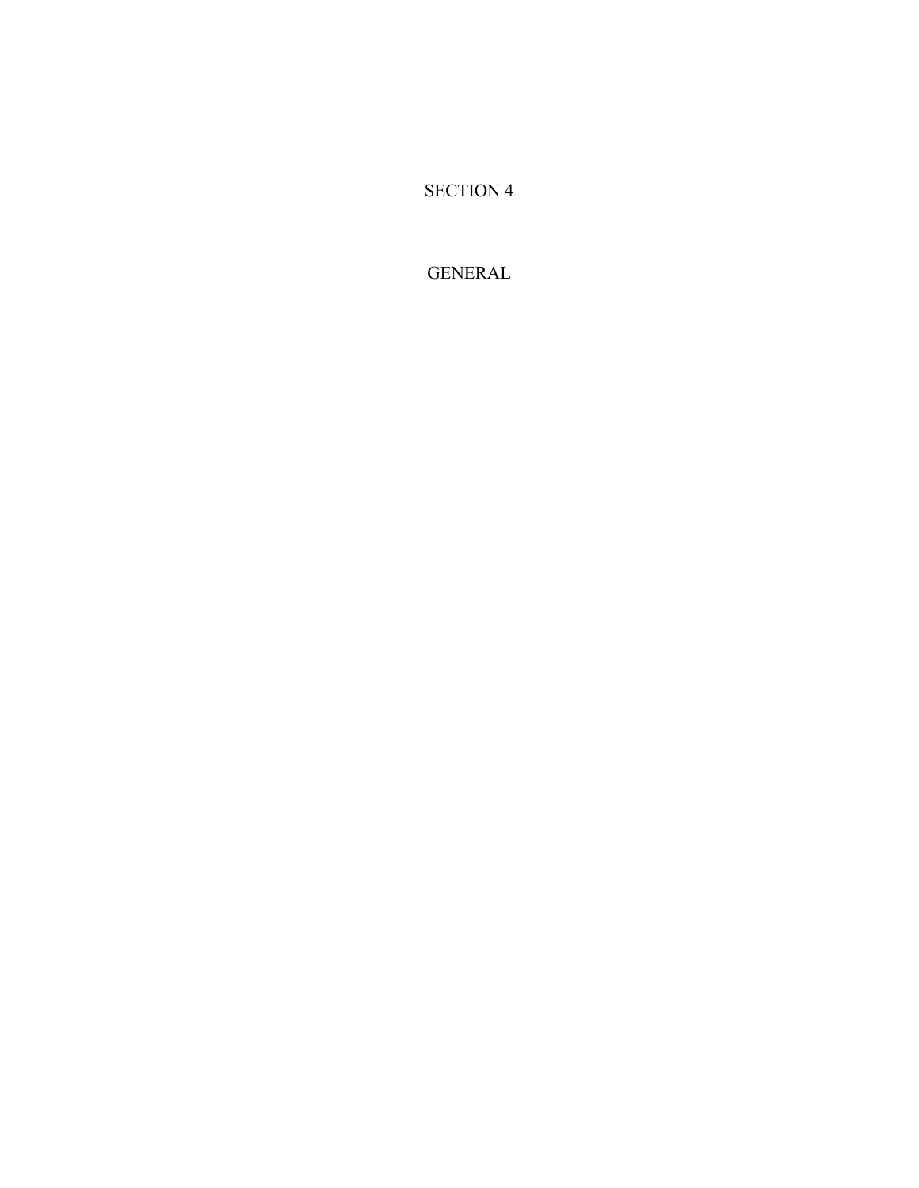# SECTION 4

# GENERAL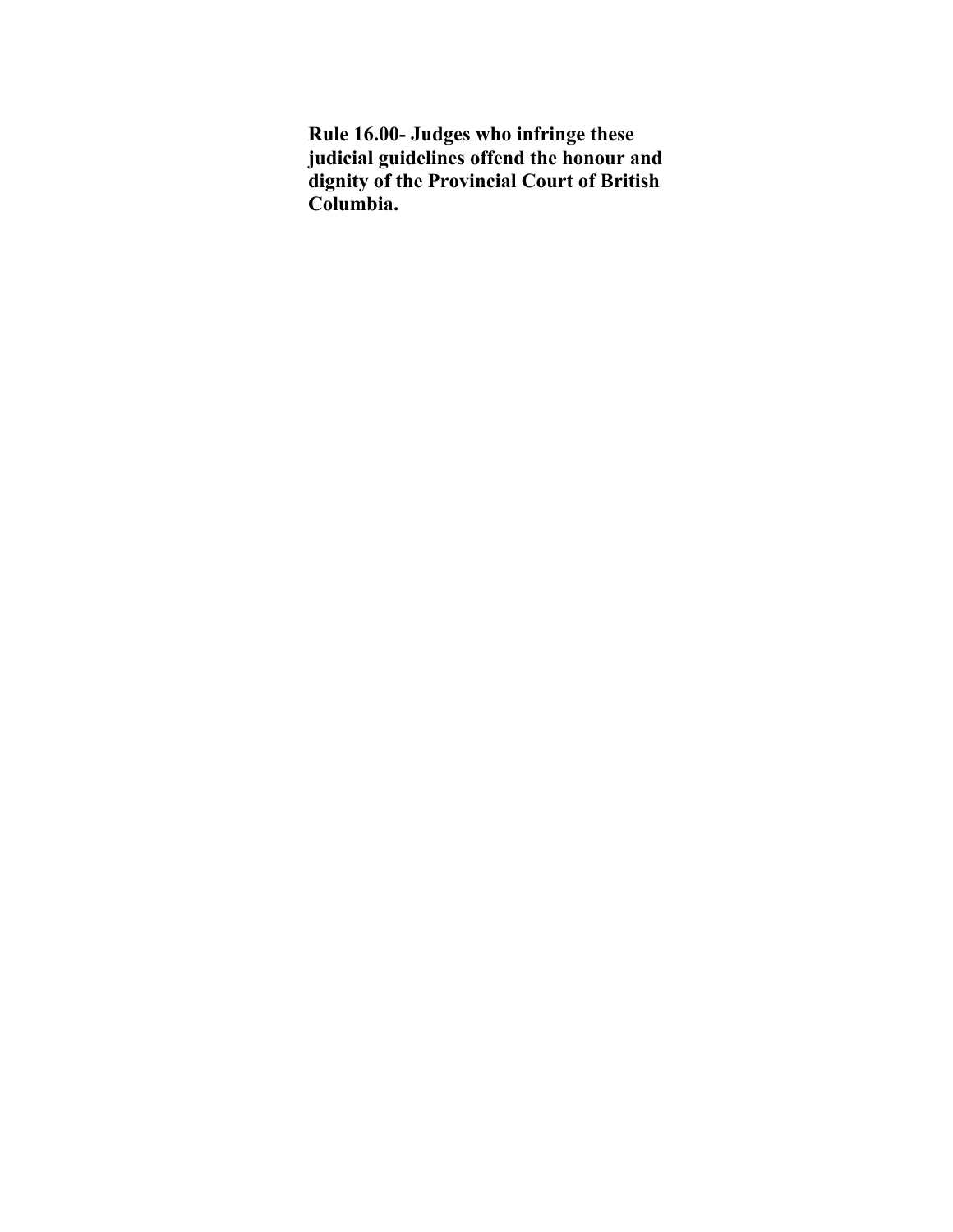**Rule 16.00- Judges who infringe these judicial guidelines offend the honour and dignity of the Provincial Court of British Columbia.**